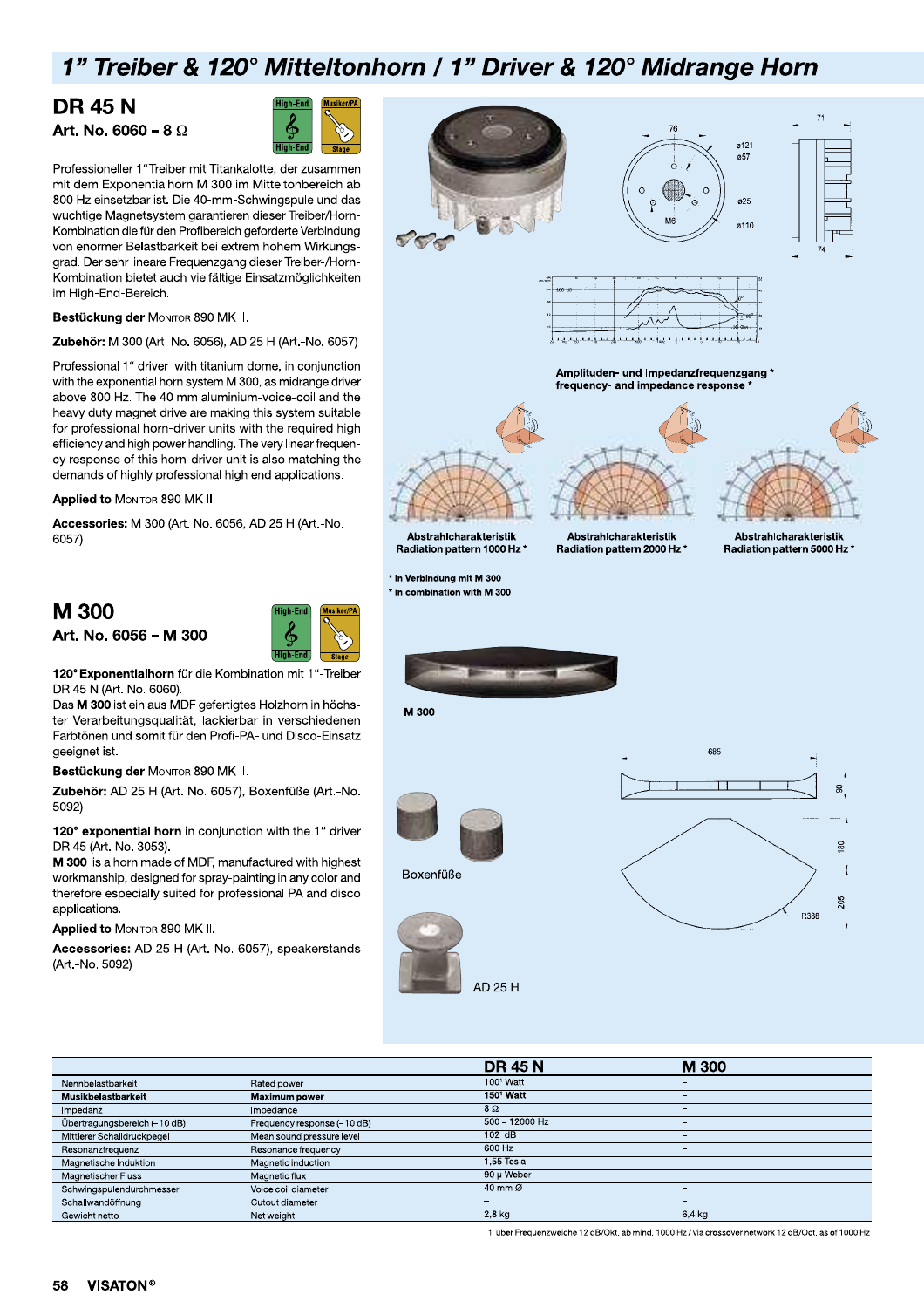# 1" Treiber & 120° Mitteltonhorn / 1" Driver & 120° Midrange Horn

## DR 45 N

**Art. No. 6060 – 8 Ω**

Professioneller 1"Treiber mit Titankalotte, der zusammen mit dem Exponentialhorn M 300 im Mitteltonbereich ab 800 Hz einsetzbar ist. Die 40-mm-Schwingspule und das wuchtige Magnetsystem garantieren dieser Treiber/Horn-Kombination die für den Profibereich geforderte Verbindung von enormer Belastbarkeit bei extrem hohem Wirkungsgrad. Der sehr lineare Frequenzgang dieser Treiber-/Horn-Kombination bietet auch vielfältige Einsatzmöglichkeiten im High-End-Bereich.

**Bestückung der** Monitor 890 MK II.

**Zubehör:** M 300 (Art. No. 6056), AD 25 H (Art.-No. 6057)

Professional 1" driver with titanium dome, in conjunction with the exponential horn system M 300, as midrange driver above 800 Hz. The 40 mm aluminium-voice-coil and the heavy duty magnet drive are making this system suitable for professional horn-driver units with the required high efficiency and high power handling. The very linear frequency response of this horn-driver unit is also matching the demands of highly professional high end applications.

**Applied to** Monitor 890 MK II.

**Accessories:** M 300 (Art. No. 6056, AD 25 H (Art.-No. 6057)

Amplituden- und Impedanzfrequenzgang *
frequency- and impedance response *

Abstrahlcharakteristik
Radiation pattern 1000 Hz *

Abstrahlcharakteristik
Radiation pattern 2000 Hz *

Abstrahlcharakteristik
Radiation pattern 5000 Hz *

\* in Verbindung mit M 300
\* in combination with M 300

## M 300

**Art. No. 6056 – M 300**

**120° Exponentialhorn** für die Kombination mit 1"-Treiber DR 45 N (Art. No. 6060).
Das **M 300** ist ein aus MDF gefertigtes Holzhorn in höchster Verarbeitungsqualität, lackierbar in verschiedenen Farbtönen und somit für den Profi-PA- und Disco-Einsatz geeignet ist.

**Bestückung der** Monitor 890 MK II.

**Zubehör:** AD 25 H (Art. No. 6057), Boxenfüße (Art.-No. 5092)

**120° exponential horn** in conjunction with the 1" driver DR 45 (Art. No. 3053).
**M 300** is a horn made of MDF, manufactured with highest workmanship, designed for spray-painting in any color and therefore especially suited for professional PA and disco applications.

**Applied to** Monitor 890 MK II.

**Accessories:** AD 25 H (Art. No. 6057), speakerstands (Art.-No. 5092)

M 300

Boxenfüße

AD 25 H

| | | DR 45 N | M 300 |
|---|---|---|---|
| Nennbelastbarkeit | Rated power | 100[1] Watt | – |
| **Musikbelastbarkeit** | **Maximum power** | **150[1] Watt** | – |
| Impedanz | Impedance | 8 Ω | – |
| Übertragungsbereich (–10 dB) | Frequency response (–10 dB) | 500 – 12000 Hz | – |
| Mittlerer Schalldruckpegel | Mean sound pressure level | 102 dB | – |
| Resonanzfrequenz | Resonance frequency | 600 Hz | – |
| Magnetische Induktion | Magnetic induction | 1,55 Tesla | – |
| Magnetischer Fluss | Magnetic flux | 90 μ Weber | – |
| Schwingspulendurchmesser | Voice coil diameter | 40 mm Ø | – |
| Schallwandöffnung | Cutout diameter | – | – |
| Gewicht netto | Net weight | 2,8 kg | 6,4 kg |

1 über Frequenzweiche 12 dB/Okt. ab mind. 1000 Hz / via crossover network 12 dB/Oct. as of 1000 Hz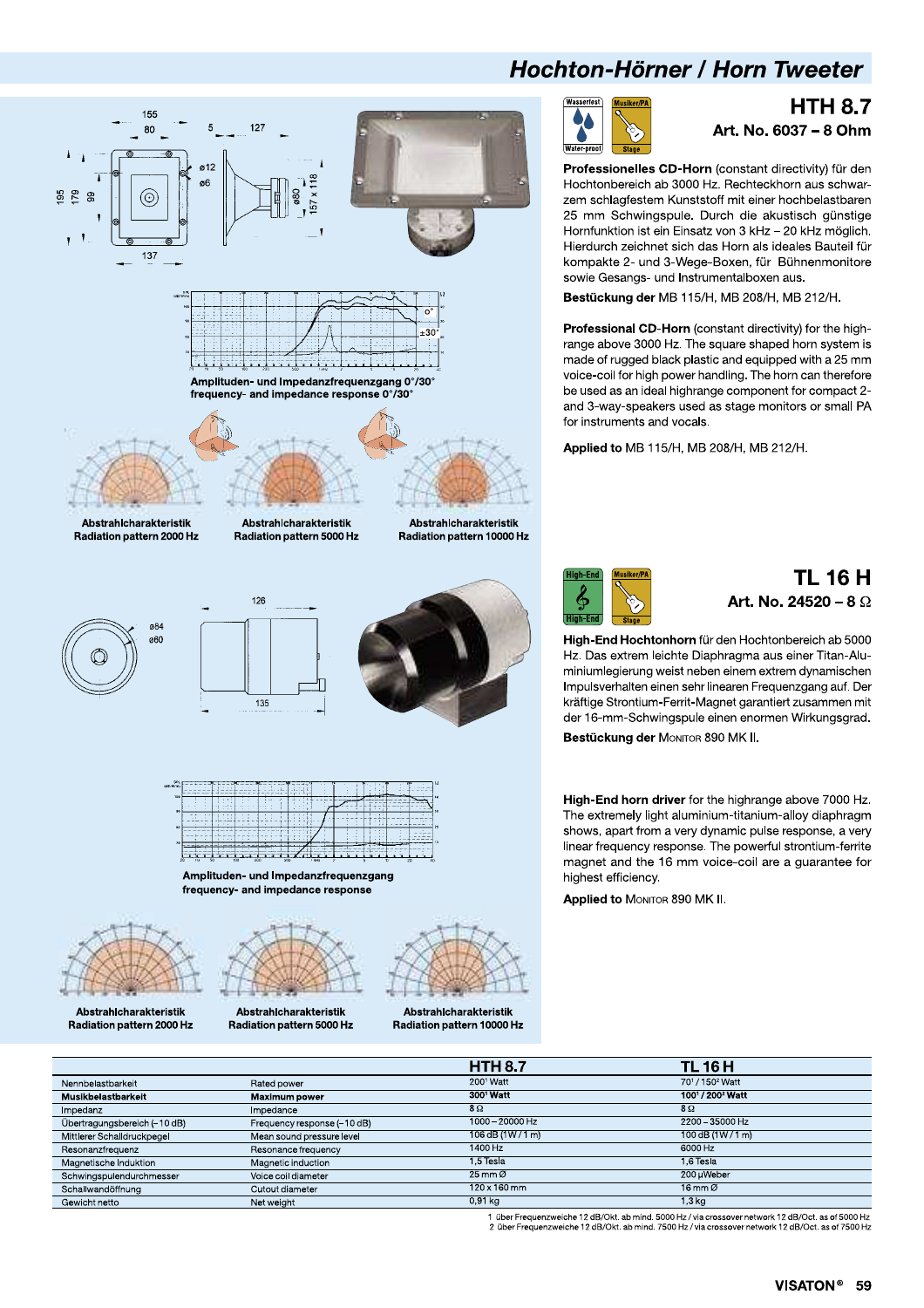# Hochton-Hörner / Horn Tweeter

## HTH 8.7

**Art. No. 6037 – 8 Ohm**

Wasserfest / Water-proof

Musiker/PA / Stage

155
80
5
127
ø12
ø6
195
179
99
ø80
157 x 118
137

0°
±30°

Amplituden- und Impedanzfrequenzgang 0°/30°
frequency- and impedance response 0°/30°

Abstrahlcharakteristik
Radiation pattern 2000 Hz

Abstrahlcharakteristik
Radiation pattern 5000 Hz

Abstrahlcharakteristik
Radiation pattern 10000 Hz

**Professionelles CD-Horn** (constant directivity) für den Hochtonbereich ab 3000 Hz. Rechteckhorn aus schwarzem schlagfestem Kunststoff mit einer hochbelastbaren 25 mm Schwingspule. Durch die akustisch günstige Hornfunktion ist ein Einsatz von 3 kHz – 20 kHz möglich. Hierdurch zeichnet sich das Horn als ideales Bauteil für kompakte 2- und 3-Wege-Boxen, für Bühnenmonitore sowie Gesangs- und Instrumentalboxen aus.

**Bestückung der** MB 115/H, MB 208/H, MB 212/H.

**Professional CD-Horn** (constant directivity) for the highrange above 3000 Hz. The square shaped horn system is made of rugged black plastic and equipped with a 25 mm voice-coil for high power handling. The horn can therefore be used as an ideal highrange component for compact 2- and 3-way-speakers used as stage monitors or small PA for instruments and vocals.

**Applied to** MB 115/H, MB 208/H, MB 212/H.

## TL 16 H

**Art. No. 24520 – 8 Ω**

High-End

Musiker/PA / Stage

ø84
ø60
126
135

Amplituden- und Impedanzfrequenzgang
frequency- and impedance response

Abstrahlcharakteristik
Radiation pattern 2000 Hz

Abstrahlcharakteristik
Radiation pattern 5000 Hz

Abstrahlcharakteristik
Radiation pattern 10000 Hz

**High-End Hochtonhorn** für den Hochtonbereich ab 5000 Hz. Das extrem leichte Diaphragma aus einer Titan-Aluminiumlegierung weist neben einem extrem dynamischen Impulsverhalten einen sehr linearen Frequenzgang auf. Der kräftige Strontium-Ferrit-Magnet garantiert zusammen mit der 16-mm-Schwingspule einen enormen Wirkungsgrad.

**Bestückung der** Monitor 890 MK II.

**High-End horn driver** for the highrange above 7000 Hz. The extremely light aluminium-titanium-alloy diaphragm shows, apart from a very dynamic pulse response, a very linear frequency response. The powerful strontium-ferrite magnet and the 16 mm voice-coil are a guarantee for highest efficiency.

**Applied to** Monitor 890 MK II.

| | | HTH 8.7 | TL 16 H |
|---|---|---|---|
| Nennbelastbarkeit | Rated power | 200[1] Watt | 70[1] / 150[2] Watt |
| **Musikbelastbarkeit** | **Maximum power** | **300[1] Watt** | **100[1] / 200[2] Watt** |
| Impedanz | Impedance | 8 Ω | 8 Ω |
| Übertragungsbereich (–10 dB) | Frequency response (–10 dB) | 1000 – 20000 Hz | 2200 – 35000 Hz |
| Mittlerer Schalldruckpegel | Mean sound pressure level | 106 dB (1 W / 1 m) | 100 dB (1 W / 1 m) |
| Resonanzfrequenz | Resonance frequency | 1400 Hz | 6000 Hz |
| Magnetische Induktion | Magnetic induction | 1,5 Tesla | 1,6 Tesla |
| Schwingspulendurchmesser | Voice coil diameter | 25 mm Ø | 200 µWeber |
| Schallwandöffnung | Cutout diameter | 120 x 160 mm | 16 mm Ø |
| Gewicht netto | Net weight | 0,91 kg | 1,3 kg |

1 über Frequenzweiche 12 dB/Okt. ab mind. 5000 Hz / via crossover network 12 dB/Oct. as of 5000 Hz
2 über Frequenzweiche 12 dB/Okt. ab mind. 7500 Hz / via crossover network 12 dB/Oct. as of 7500 Hz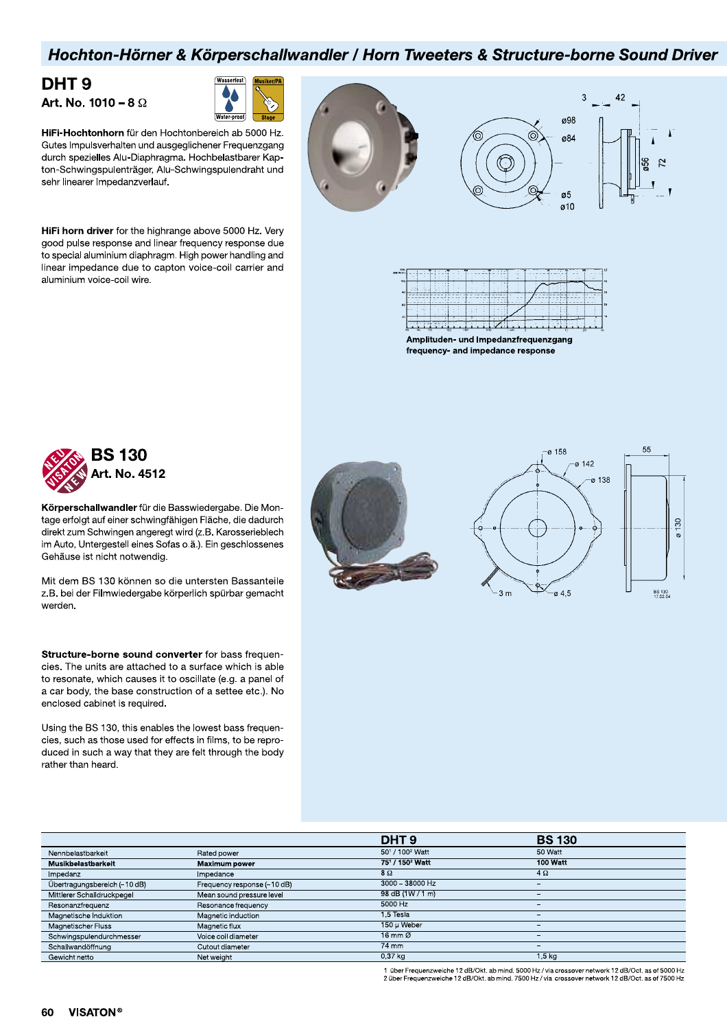## Hochton-Hörner & Körperschallwandler / Horn Tweeters & Structure-borne Sound Driver

### DHT 9

**Art. No. 1010 – 8 Ω**

Wasserfest / Water-proof

Musiker/PA / Stage

**HiFi-Hochtonhorn** für den Hochtonbereich ab 5000 Hz. Gutes Impulsverhalten und ausgeglichener Frequenzgang durch spezielles Alu-Diaphragma. Hochbelastbarer Kapton-Schwingspulenträger, Alu-Schwingspulendraht und sehr linearer Impedanzverlauf.

**HiFi horn driver** for the highrange above 5000 Hz. Very good pulse response and linear frequency response due to special aluminium diaphragm. High power handling and linear impedance due to capton voice-coil carrier and aluminium voice-coil wire.

3
42
ø98
ø84
ø56
72
ø5
ø10

**Amplituden- und Impedanzfrequenzgang**
**frequency- and impedance response**

### BS 130

NEU VISATON NEW

**Art. No. 4512**

**Körperschallwandler** für die Basswiedergabe. Die Montage erfolgt auf einer schwingfähigen Fläche, die dadurch direkt zum Schwingen angeregt wird (z.B. Karosserieblech im Auto, Untergestell eines Sofas o.ä.). Ein geschlossenes Gehäuse ist nicht notwendig.

Mit dem BS 130 können so die untersten Bassanteile z.B. bei der Filmwiedergabe körperlich spürbar gemacht werden.

**Structure-borne sound converter** for bass frequencies. The units are attached to a surface which is able to resonate, which causes it to oscillate (e.g. a panel of a car body, the base construction of a settee etc.). No enclosed cabinet is required.

Using the BS 130, this enables the lowest bass frequencies, such as those used for effects in films, to be reproduced in such a way that they are felt through the body rather than heard.

ø 158
ø 142
ø 138
55
ø 130
3 m
ø 4,5
BS 130
17.02.04

| | | DHT 9 | BS 130 |
|---|---|---|---|
| Nennbelastbarkeit | Rated power | 50[1] / 100[2] Watt | 50 Watt |
| **Musikbelastbarkeit** | **Maximum power** | **75[1] / 150[2] Watt** | **100 Watt** |
| Impedanz | Impedance | 8 Ω | 4 Ω |
| Übertragungsbereich (–10 dB) | Frequency response (–10 dB) | 3000 – 38000 Hz | – |
| Mittlerer Schalldruckpegel | Mean sound pressure level | 98 dB (1W / 1 m) | – |
| Resonanzfrequenz | Resonance frequency | 5000 Hz | – |
| Magnetische Induktion | Magnetic induction | 1,5 Tesla | – |
| Magnetischer Fluss | Magnetic flux | 150 μ Weber | – |
| Schwingspulendurchmesser | Voice coil diameter | 16 mm Ø | – |
| Schallwandöffnung | Cutout diameter | 74 mm | – |
| Gewicht netto | Net weight | 0,37 kg | 1,5 kg |

1 über Frequenzweiche 12 dB/Okt. ab mind. 5000 Hz / via crossover network 12 dB/Oct. as of 5000 Hz
2 über Frequenzweiche 12 dB/Okt. ab mind. 7500 Hz / via crossover network 12 dB/Oct. as of 7500 Hz